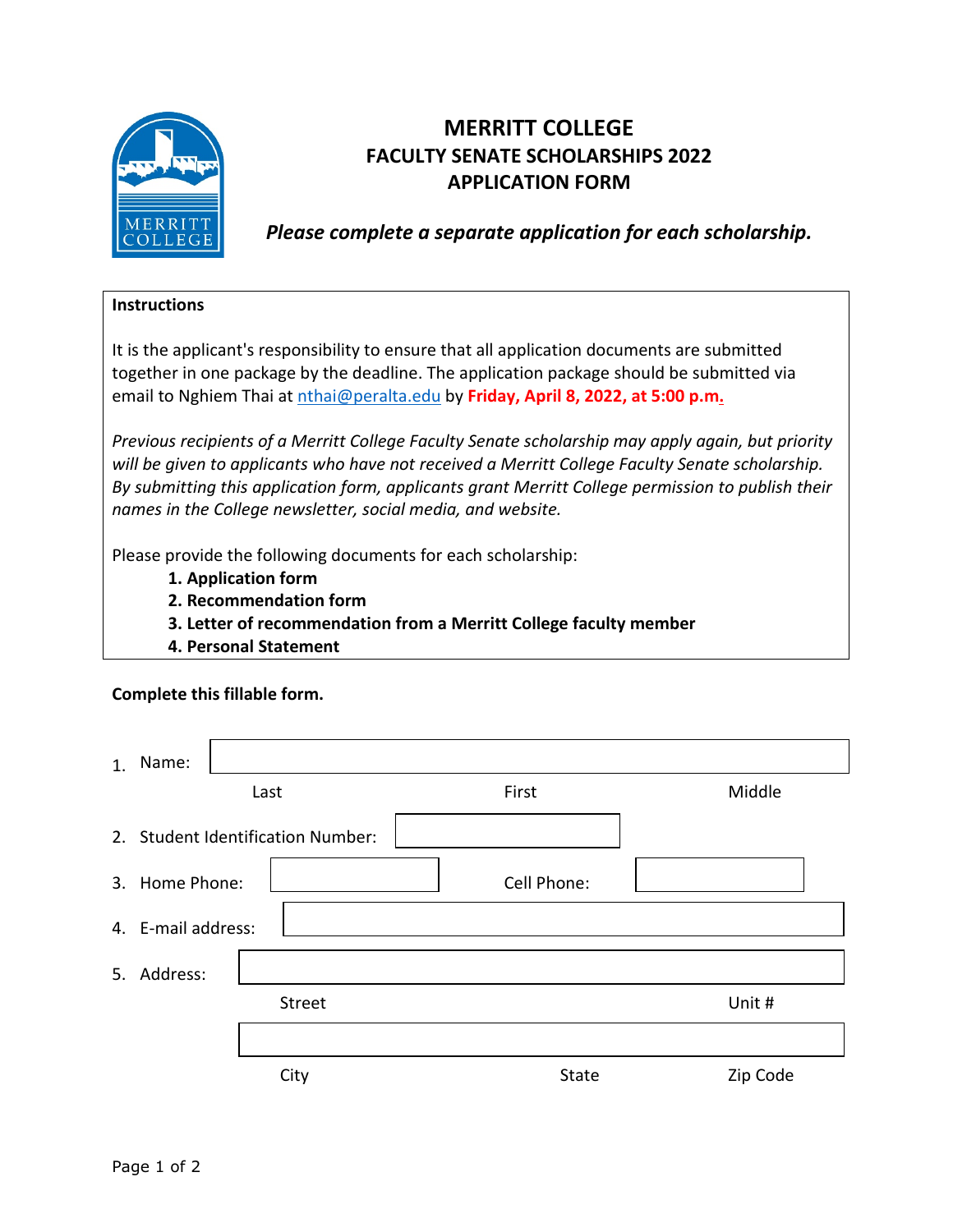# MERRITT COLLEGE
## FACULTY SENATE SCHOLARSHIPS 2022
## APPLICATION FORM

***Please complete a separate application for each scholarship.***

**Instructions**

It is the applicant's responsibility to ensure that all application documents are submitted together in one package by the deadline. The application package should be submitted via email to Nghiem Thai at nthai@peralta.edu by **Friday, April 8, 2022, at 5:00 p.m.**

*Previous recipients of a Merritt College Faculty Senate scholarship may apply again, but priority will be given to applicants who have not received a Merritt College Faculty Senate scholarship. By submitting this application form, applicants grant Merritt College permission to publish their names in the College newsletter, social media, and website.*

Please provide the following documents for each scholarship:

1. **Application form**
2. **Recommendation form**
3. **Letter of recommendation from a Merritt College faculty member**
4. **Personal Statement**

**Complete this fillable form.**

1. Name: ______________________________

   Last          First          Middle

2. Student Identification Number: ______________________________

3. Home Phone: ______________ Cell Phone: ______________

4. E-mail address: ______________________________

5. Address: ______________________________

   Street          Unit #

   ______________________________

   City          State          Zip Code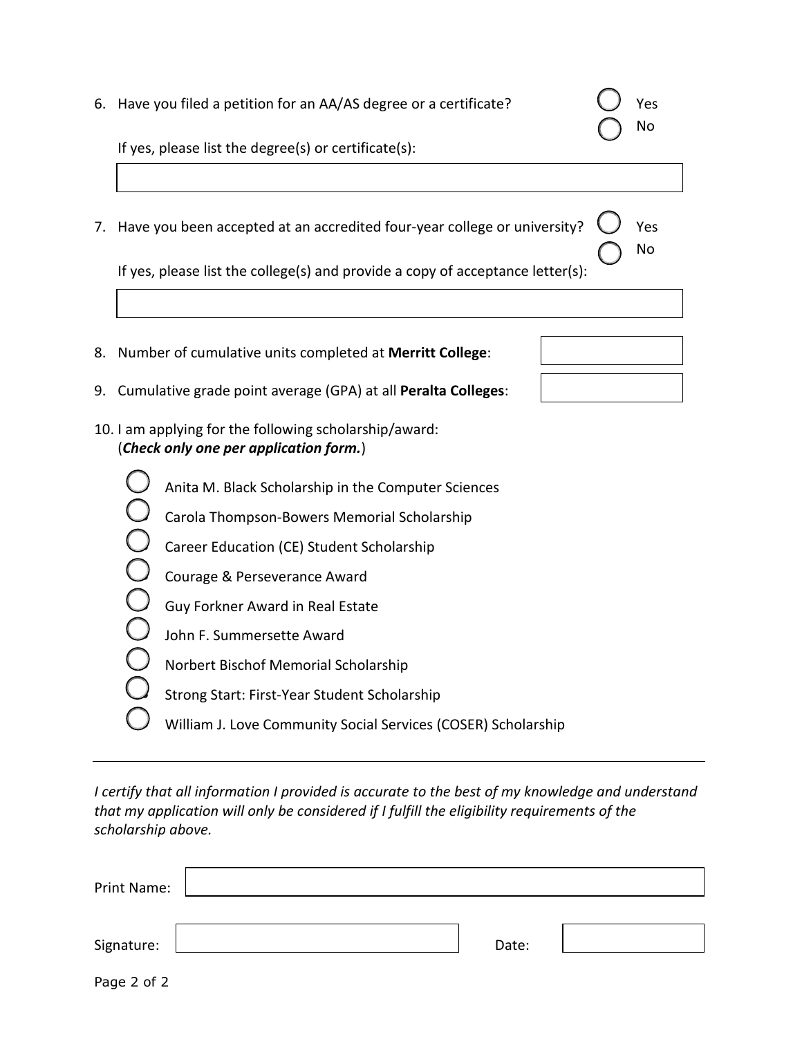6. Have you filed a petition for an AA/AS degree or a certificate? ○ Yes ○ No

   If yes, please list the degree(s) or certificate(s):

7. Have you been accepted at an accredited four-year college or university? ○ Yes ○ No

   If yes, please list the college(s) and provide a copy of acceptance letter(s):

8. Number of cumulative units completed at **Merritt College**:

9. Cumulative grade point average (GPA) at all **Peralta Colleges**:

10. I am applying for the following scholarship/award:
    (***Check only one per application form.***)

    - ○ Anita M. Black Scholarship in the Computer Sciences
    - ○ Carola Thompson-Bowers Memorial Scholarship
    - ○ Career Education (CE) Student Scholarship
    - ○ Courage & Perseverance Award
    - ○ Guy Forkner Award in Real Estate
    - ○ John F. Summersette Award
    - ○ Norbert Bischof Memorial Scholarship
    - ○ Strong Start: First-Year Student Scholarship
    - ○ William J. Love Community Social Services (COSER) Scholarship

---

*I certify that all information I provided is accurate to the best of my knowledge and understand that my application will only be considered if I fulfill the eligibility requirements of the scholarship above.*

Print Name:

Signature: Date: